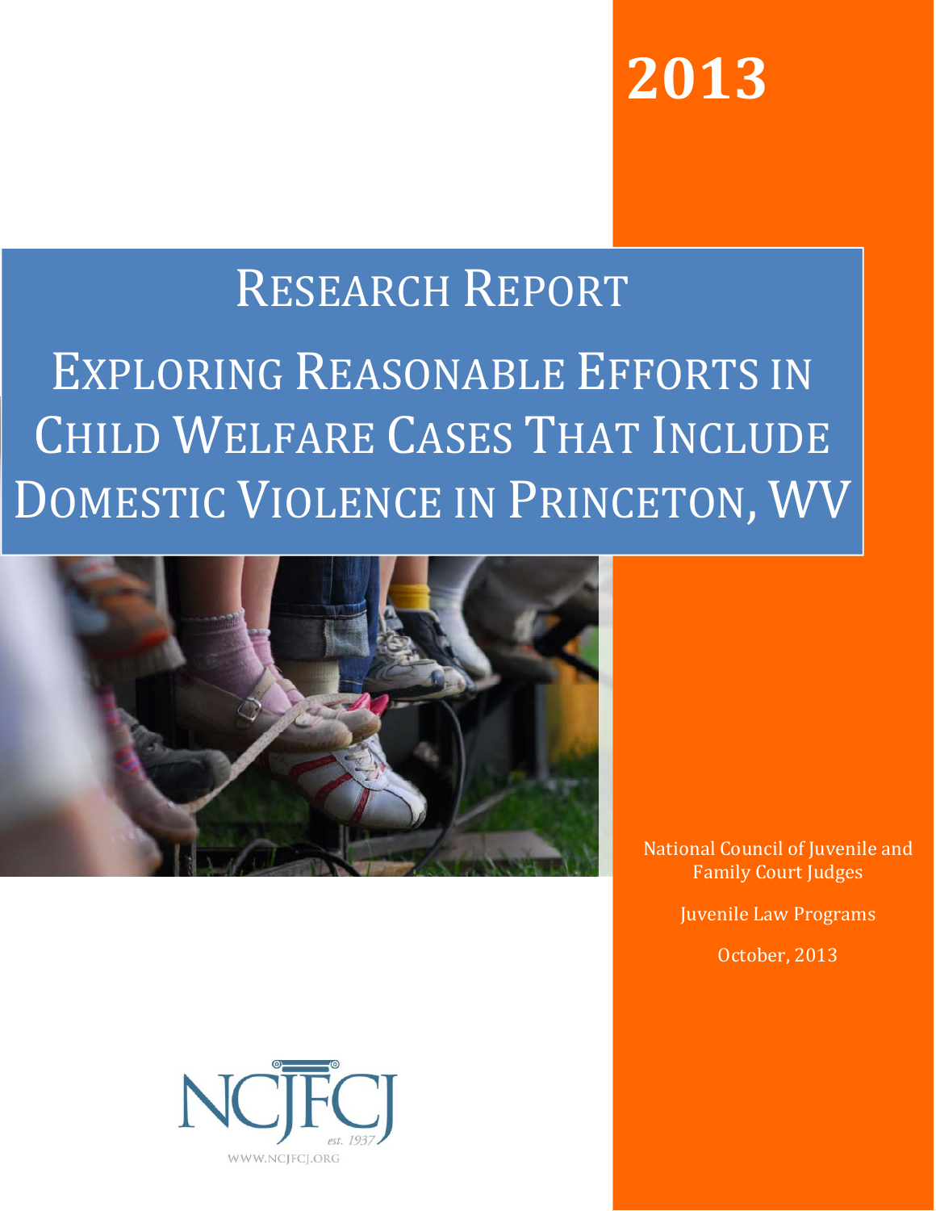# 2013

# Research Report

# Exploring Reasonable Efforts in Child Welfare Cases That Include Domestic Violence in Princeton, WV

National Council of Juvenile and Family Court Judges

Juvenile Law Programs

October, 2013

NCJFCJ est. 1937

WWW.NCJFCJ.ORG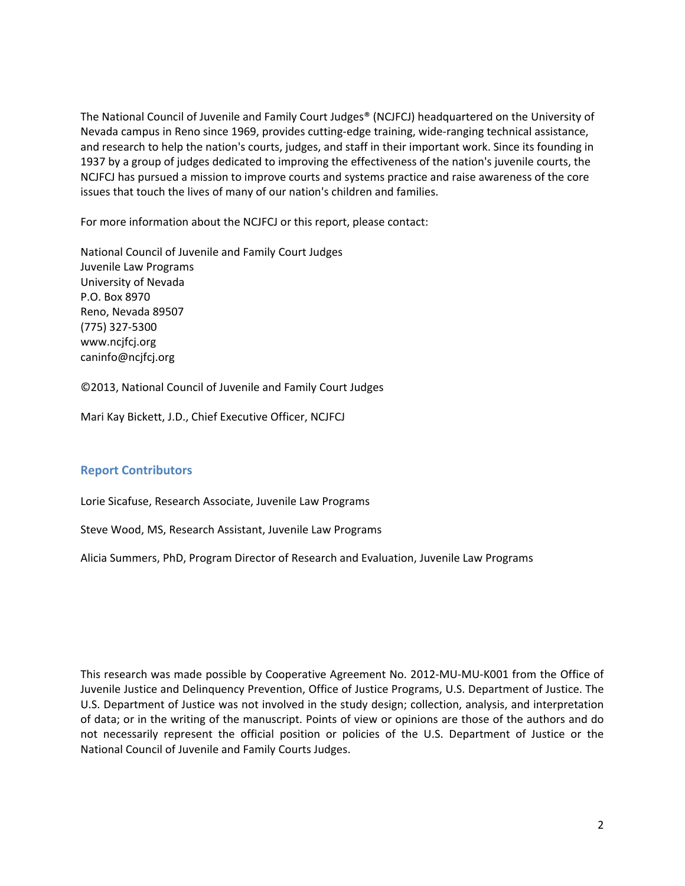The National Council of Juvenile and Family Court Judges® (NCJFCJ) headquartered on the University of Nevada campus in Reno since 1969, provides cutting-edge training, wide-ranging technical assistance, and research to help the nation's courts, judges, and staff in their important work. Since its founding in 1937 by a group of judges dedicated to improving the effectiveness of the nation's juvenile courts, the NCJFCJ has pursued a mission to improve courts and systems practice and raise awareness of the core issues that touch the lives of many of our nation's children and families.

For more information about the NCJFCJ or this report, please contact:

National Council of Juvenile and Family Court Judges
Juvenile Law Programs
University of Nevada
P.O. Box 8970
Reno, Nevada 89507
(775) 327-5300
www.ncjfcj.org
caninfo@ncjfcj.org

©2013, National Council of Juvenile and Family Court Judges

Mari Kay Bickett, J.D., Chief Executive Officer, NCJFCJ

## Report Contributors

Lorie Sicafuse, Research Associate, Juvenile Law Programs

Steve Wood, MS, Research Assistant, Juvenile Law Programs

Alicia Summers, PhD, Program Director of Research and Evaluation, Juvenile Law Programs

This research was made possible by Cooperative Agreement No. 2012-MU-MU-K001 from the Office of Juvenile Justice and Delinquency Prevention, Office of Justice Programs, U.S. Department of Justice. The U.S. Department of Justice was not involved in the study design; collection, analysis, and interpretation of data; or in the writing of the manuscript. Points of view or opinions are those of the authors and do not necessarily represent the official position or policies of the U.S. Department of Justice or the National Council of Juvenile and Family Courts Judges.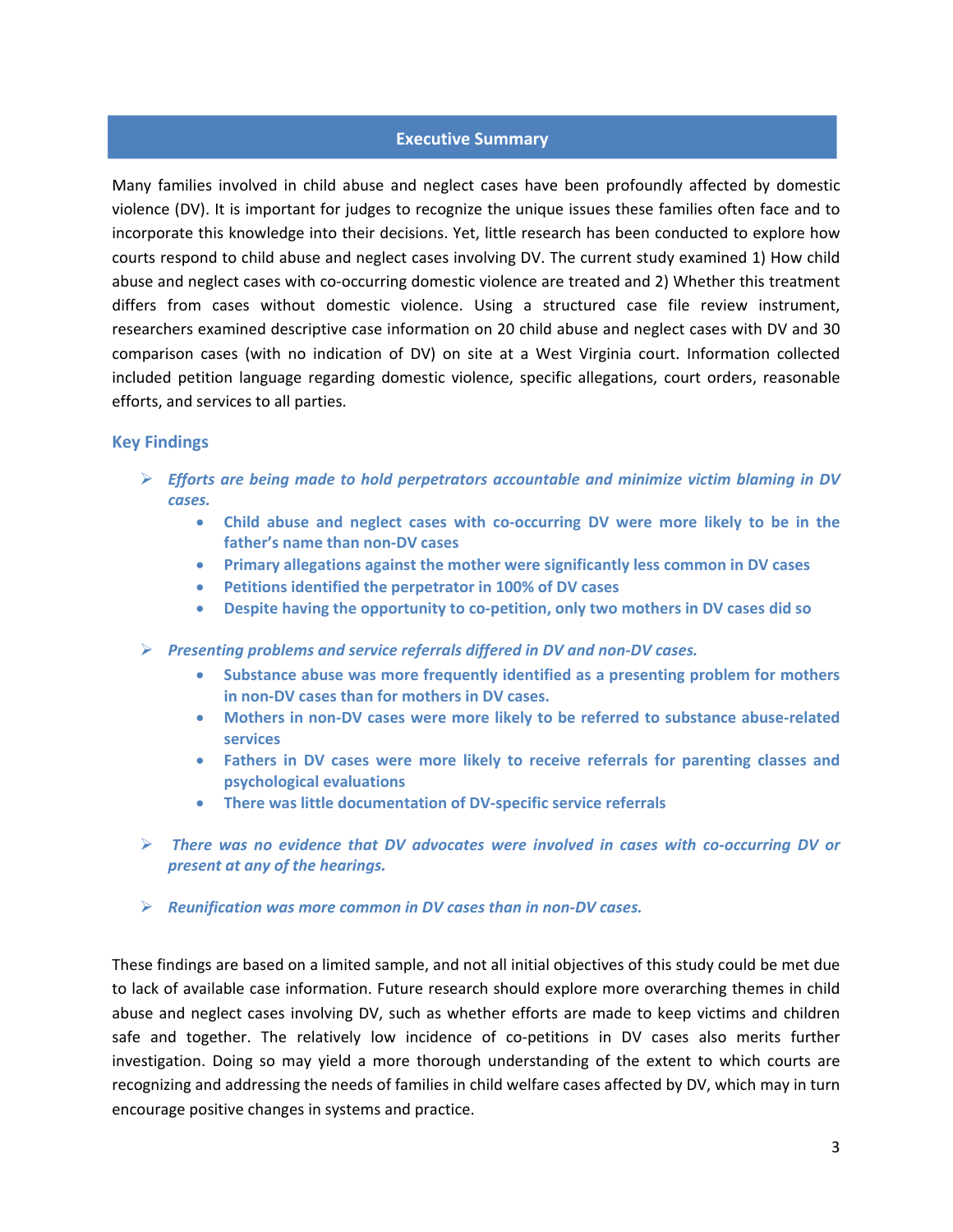## Executive Summary

Many families involved in child abuse and neglect cases have been profoundly affected by domestic violence (DV). It is important for judges to recognize the unique issues these families often face and to incorporate this knowledge into their decisions. Yet, little research has been conducted to explore how courts respond to child abuse and neglect cases involving DV. The current study examined 1) How child abuse and neglect cases with co-occurring domestic violence are treated and 2) Whether this treatment differs from cases without domestic violence. Using a structured case file review instrument, researchers examined descriptive case information on 20 child abuse and neglect cases with DV and 30 comparison cases (with no indication of DV) on site at a West Virginia court. Information collected included petition language regarding domestic violence, specific allegations, court orders, reasonable efforts, and services to all parties.

### Key Findings

- ***Efforts are being made to hold perpetrators accountable and minimize victim blaming in DV cases.***
  - **Child abuse and neglect cases with co-occurring DV were more likely to be in the father's name than non-DV cases**
  - **Primary allegations against the mother were significantly less common in DV cases**
  - **Petitions identified the perpetrator in 100% of DV cases**
  - **Despite having the opportunity to co-petition, only two mothers in DV cases did so**

- ***Presenting problems and service referrals differed in DV and non-DV cases.***
  - **Substance abuse was more frequently identified as a presenting problem for mothers in non-DV cases than for mothers in DV cases.**
  - **Mothers in non-DV cases were more likely to be referred to substance abuse-related services**
  - **Fathers in DV cases were more likely to receive referrals for parenting classes and psychological evaluations**
  - **There was little documentation of DV-specific service referrals**

- ***There was no evidence that DV advocates were involved in cases with co-occurring DV or present at any of the hearings.***

- ***Reunification was more common in DV cases than in non-DV cases.***

These findings are based on a limited sample, and not all initial objectives of this study could be met due to lack of available case information. Future research should explore more overarching themes in child abuse and neglect cases involving DV, such as whether efforts are made to keep victims and children safe and together. The relatively low incidence of co-petitions in DV cases also merits further investigation. Doing so may yield a more thorough understanding of the extent to which courts are recognizing and addressing the needs of families in child welfare cases affected by DV, which may in turn encourage positive changes in systems and practice.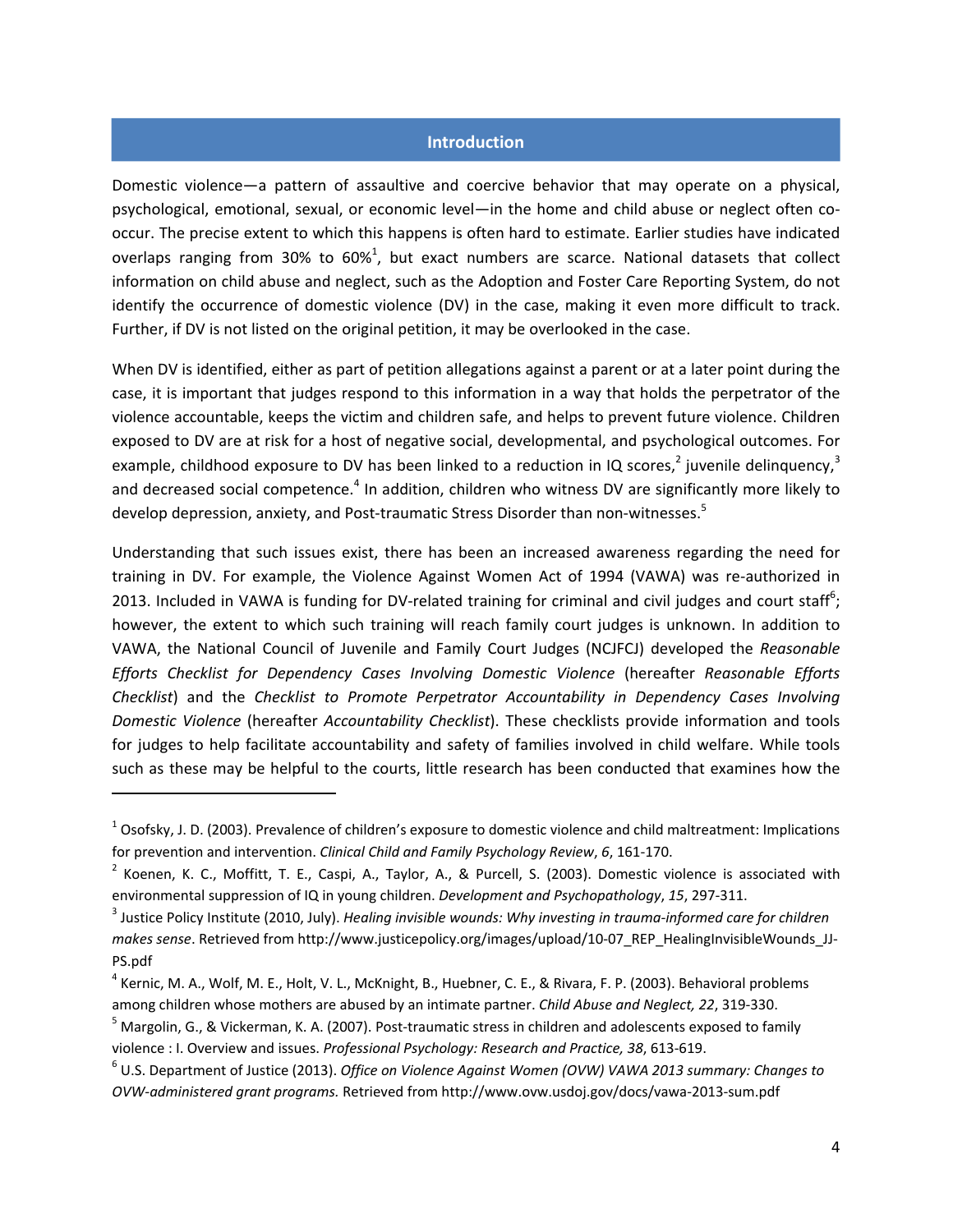## Introduction

Domestic violence—a pattern of assaultive and coercive behavior that may operate on a physical, psychological, emotional, sexual, or economic level—in the home and child abuse or neglect often co-occur. The precise extent to which this happens is often hard to estimate. Earlier studies have indicated overlaps ranging from 30% to 60%[1], but exact numbers are scarce. National datasets that collect information on child abuse and neglect, such as the Adoption and Foster Care Reporting System, do not identify the occurrence of domestic violence (DV) in the case, making it even more difficult to track. Further, if DV is not listed on the original petition, it may be overlooked in the case.

When DV is identified, either as part of petition allegations against a parent or at a later point during the case, it is important that judges respond to this information in a way that holds the perpetrator of the violence accountable, keeps the victim and children safe, and helps to prevent future violence. Children exposed to DV are at risk for a host of negative social, developmental, and psychological outcomes. For example, childhood exposure to DV has been linked to a reduction in IQ scores,[2] juvenile delinquency,[3] and decreased social competence.[4] In addition, children who witness DV are significantly more likely to develop depression, anxiety, and Post-traumatic Stress Disorder than non-witnesses.[5]

Understanding that such issues exist, there has been an increased awareness regarding the need for training in DV. For example, the Violence Against Women Act of 1994 (VAWA) was re-authorized in 2013. Included in VAWA is funding for DV-related training for criminal and civil judges and court staff[6]; however, the extent to which such training will reach family court judges is unknown. In addition to VAWA, the National Council of Juvenile and Family Court Judges (NCJFCJ) developed the *Reasonable Efforts Checklist for Dependency Cases Involving Domestic Violence* (hereafter *Reasonable Efforts Checklist*) and the *Checklist to Promote Perpetrator Accountability in Dependency Cases Involving Domestic Violence* (hereafter *Accountability Checklist*). These checklists provide information and tools for judges to help facilitate accountability and safety of families involved in child welfare. While tools such as these may be helpful to the courts, little research has been conducted that examines how the

---

[1] Osofsky, J. D. (2003). Prevalence of children's exposure to domestic violence and child maltreatment: Implications for prevention and intervention. *Clinical Child and Family Psychology Review*, *6*, 161-170.

[2] Koenen, K. C., Moffitt, T. E., Caspi, A., Taylor, A., & Purcell, S. (2003). Domestic violence is associated with environmental suppression of IQ in young children. *Development and Psychopathology*, *15*, 297-311.

[3] Justice Policy Institute (2010, July). *Healing invisible wounds: Why investing in trauma-informed care for children makes sense*. Retrieved from http://www.justicepolicy.org/images/upload/10-07_REP_HealingInvisibleWounds_JJ-PS.pdf

[4] Kernic, M. A., Wolf, M. E., Holt, V. L., McKnight, B., Huebner, C. E., & Rivara, F. P. (2003). Behavioral problems among children whose mothers are abused by an intimate partner. *Child Abuse and Neglect, 22*, 319-330.

[5] Margolin, G., & Vickerman, K. A. (2007). Post-traumatic stress in children and adolescents exposed to family violence : I. Overview and issues. *Professional Psychology: Research and Practice, 38*, 613-619.

[6] U.S. Department of Justice (2013). *Office on Violence Against Women (OVW) VAWA 2013 summary: Changes to OVW-administered grant programs.* Retrieved from http://www.ovw.usdoj.gov/docs/vawa-2013-sum.pdf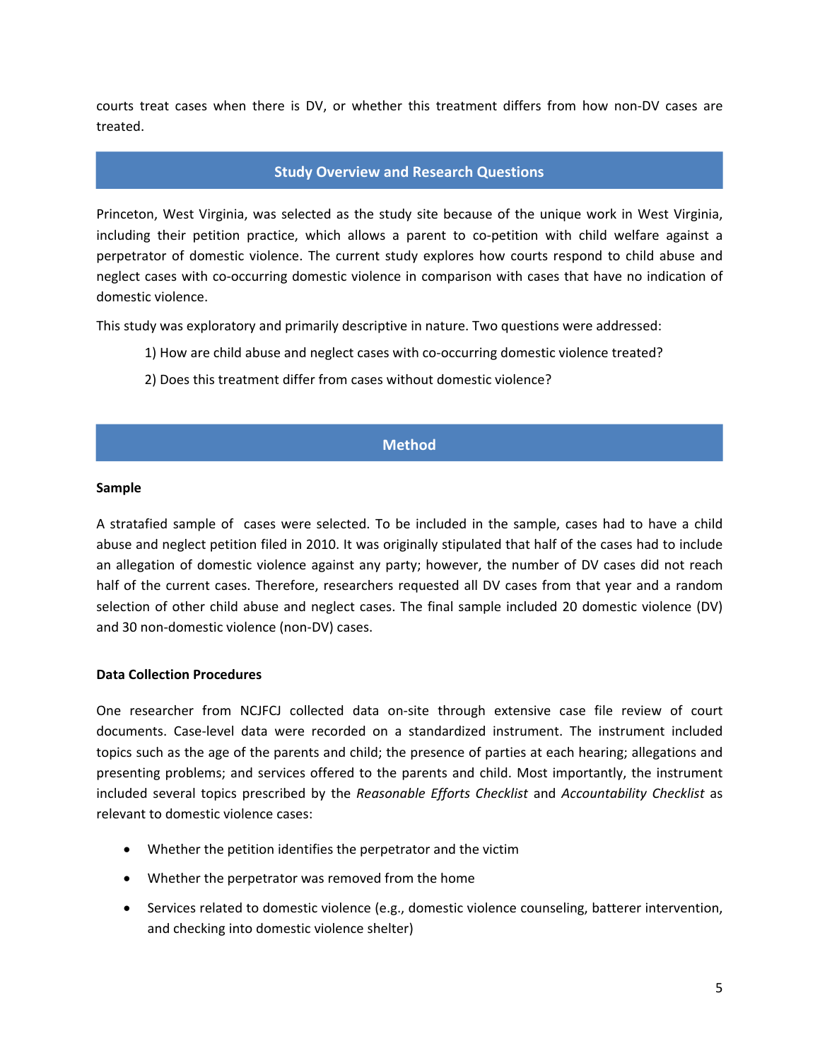courts treat cases when there is DV, or whether this treatment differs from how non-DV cases are treated.

## Study Overview and Research Questions

Princeton, West Virginia, was selected as the study site because of the unique work in West Virginia, including their petition practice, which allows a parent to co-petition with child welfare against a perpetrator of domestic violence. The current study explores how courts respond to child abuse and neglect cases with co-occurring domestic violence in comparison with cases that have no indication of domestic violence.

This study was exploratory and primarily descriptive in nature. Two questions were addressed:

1) How are child abuse and neglect cases with co-occurring domestic violence treated?

2) Does this treatment differ from cases without domestic violence?

## Method

### Sample

A stratafied sample of  cases were selected. To be included in the sample, cases had to have a child abuse and neglect petition filed in 2010. It was originally stipulated that half of the cases had to include an allegation of domestic violence against any party; however, the number of DV cases did not reach half of the current cases. Therefore, researchers requested all DV cases from that year and a random selection of other child abuse and neglect cases. The final sample included 20 domestic violence (DV) and 30 non-domestic violence (non-DV) cases.

### Data Collection Procedures

One researcher from NCJFCJ collected data on-site through extensive case file review of court documents. Case-level data were recorded on a standardized instrument. The instrument included topics such as the age of the parents and child; the presence of parties at each hearing; allegations and presenting problems; and services offered to the parents and child. Most importantly, the instrument included several topics prescribed by the *Reasonable Efforts Checklist* and *Accountability Checklist* as relevant to domestic violence cases:

- Whether the petition identifies the perpetrator and the victim
- Whether the perpetrator was removed from the home
- Services related to domestic violence (e.g., domestic violence counseling, batterer intervention, and checking into domestic violence shelter)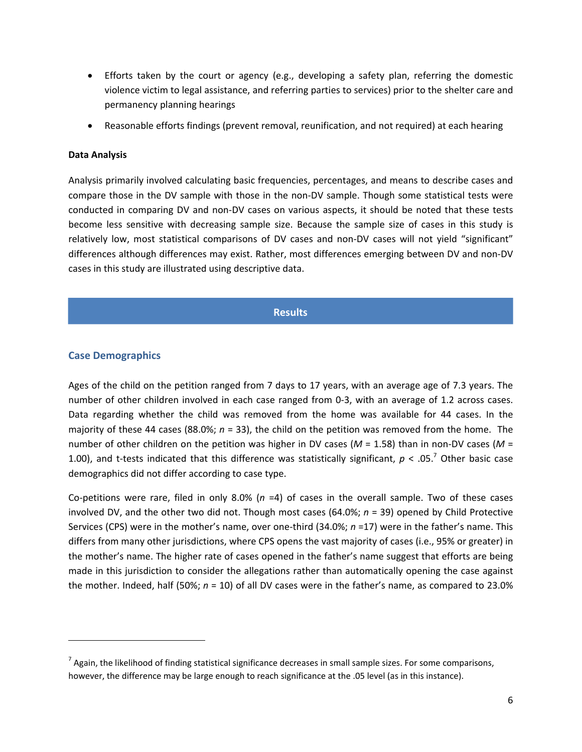- Efforts taken by the court or agency (e.g., developing a safety plan, referring the domestic violence victim to legal assistance, and referring parties to services) prior to the shelter care and permanency planning hearings
- Reasonable efforts findings (prevent removal, reunification, and not required) at each hearing

**Data Analysis**

Analysis primarily involved calculating basic frequencies, percentages, and means to describe cases and compare those in the DV sample with those in the non-DV sample. Though some statistical tests were conducted in comparing DV and non-DV cases on various aspects, it should be noted that these tests become less sensitive with decreasing sample size. Because the sample size of cases in this study is relatively low, most statistical comparisons of DV cases and non-DV cases will not yield "significant" differences although differences may exist. Rather, most differences emerging between DV and non-DV cases in this study are illustrated using descriptive data.

# Results

## Case Demographics

Ages of the child on the petition ranged from 7 days to 17 years, with an average age of 7.3 years. The number of other children involved in each case ranged from 0-3, with an average of 1.2 across cases. Data regarding whether the child was removed from the home was available for 44 cases. In the majority of these 44 cases (88.0%; $n$ = 33), the child on the petition was removed from the home. The number of other children on the petition was higher in DV cases ($M$ = 1.58) than in non-DV cases ($M$ = 1.00), and t-tests indicated that this difference was statistically significant, $p < .05$.[7] Other basic case demographics did not differ according to case type.

Co-petitions were rare, filed in only 8.0% ($n$ =4) of cases in the overall sample. Two of these cases involved DV, and the other two did not. Though most cases (64.0%; $n$ = 39) opened by Child Protective Services (CPS) were in the mother's name, over one-third (34.0%; $n$ =17) were in the father's name. This differs from many other jurisdictions, where CPS opens the vast majority of cases (i.e., 95% or greater) in the mother's name. The higher rate of cases opened in the father's name suggest that efforts are being made in this jurisdiction to consider the allegations rather than automatically opening the case against the mother. Indeed, half (50%; $n$ = 10) of all DV cases were in the father's name, as compared to 23.0%

[7] Again, the likelihood of finding statistical significance decreases in small sample sizes. For some comparisons, however, the difference may be large enough to reach significance at the .05 level (as in this instance).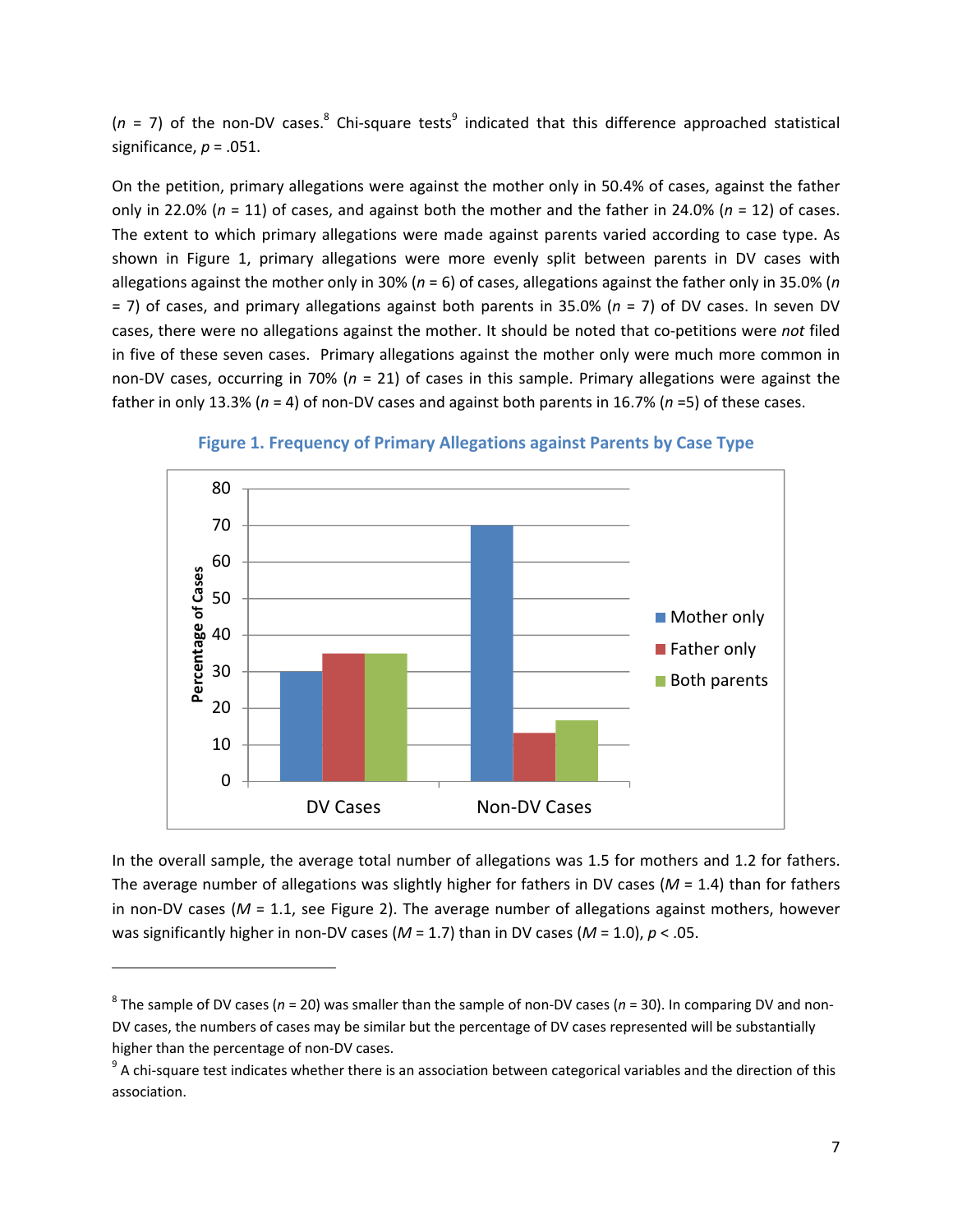($n$ = 7) of the non-DV cases.[8] Chi-square tests[9] indicated that this difference approached statistical significance, $p$ = .051.

On the petition, primary allegations were against the mother only in 50.4% of cases, against the father only in 22.0% ($n$ = 11) of cases, and against both the mother and the father in 24.0% ($n$ = 12) of cases. The extent to which primary allegations were made against parents varied according to case type. As shown in Figure 1, primary allegations were more evenly split between parents in DV cases with allegations against the mother only in 30% ($n$ = 6) of cases, allegations against the father only in 35.0% ($n$ = 7) of cases, and primary allegations against both parents in 35.0% ($n$ = 7) of DV cases. In seven DV cases, there were no allegations against the mother. It should be noted that co-petitions were *not* filed in five of these seven cases. Primary allegations against the mother only were much more common in non-DV cases, occurring in 70% ($n$ = 21) of cases in this sample. Primary allegations were against the father in only 13.3% ($n$ = 4) of non-DV cases and against both parents in 16.7% ($n$ =5) of these cases.

**Figure 1. Frequency of Primary Allegations against Parents by Case Type**

Percentage of Cases

80
70
60
50
40
30
20
10
0

DV Cases
Non-DV Cases

Mother only
Father only
Both parents

In the overall sample, the average total number of allegations was 1.5 for mothers and 1.2 for fathers. The average number of allegations was slightly higher for fathers in DV cases ($M$ = 1.4) than for fathers in non-DV cases ($M$ = 1.1, see Figure 2). The average number of allegations against mothers, however was significantly higher in non-DV cases ($M$ = 1.7) than in DV cases ($M$ = 1.0), $p < .05$.

---

[8] The sample of DV cases ($n$ = 20) was smaller than the sample of non-DV cases ($n$ = 30). In comparing DV and non-DV cases, the numbers of cases may be similar but the percentage of DV cases represented will be substantially higher than the percentage of non-DV cases.

[9] A chi-square test indicates whether there is an association between categorical variables and the direction of this association.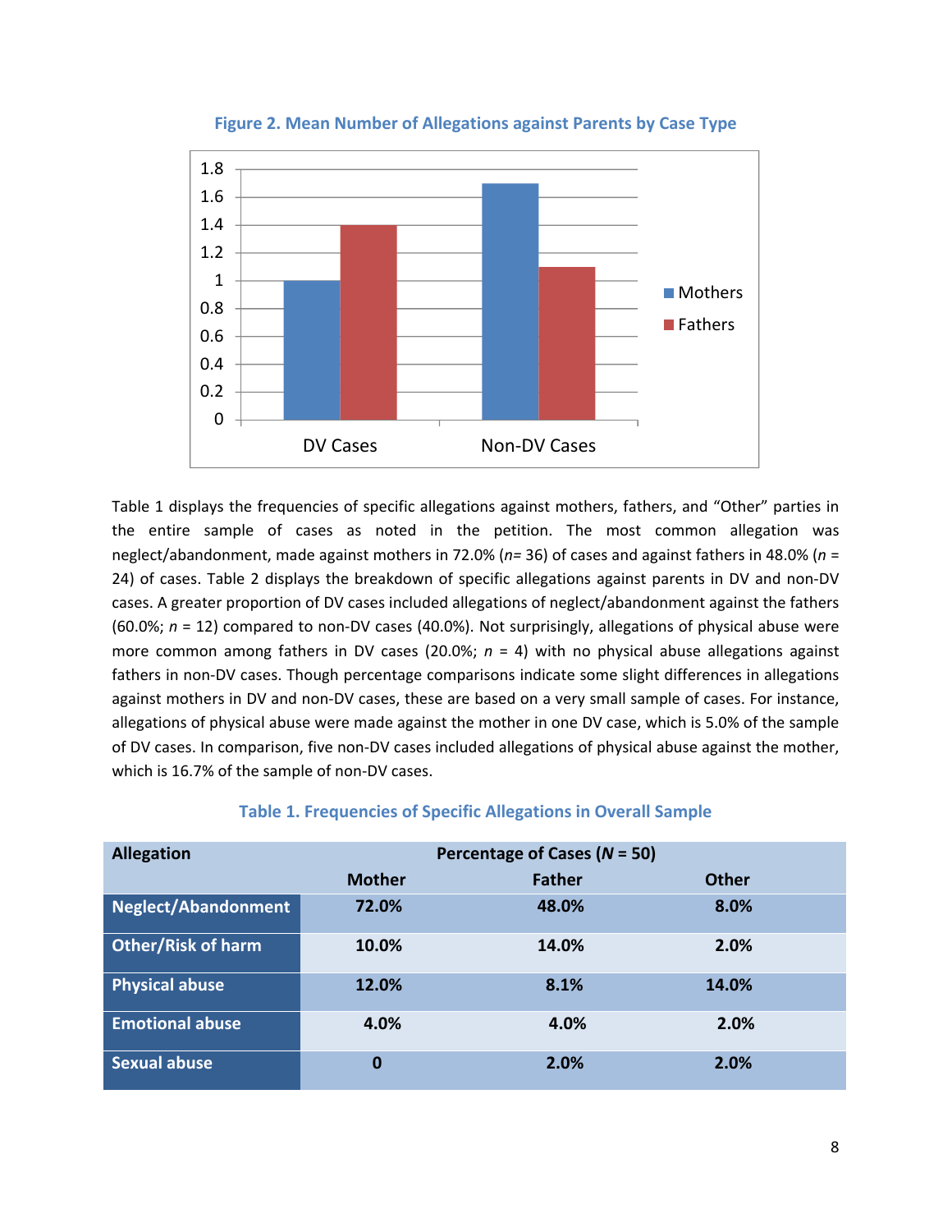**Figure 2. Mean Number of Allegations against Parents by Case Type**

1.8
1.6
1.4
1.2
1
0.8
0.6
0.4
0.2
0

DV Cases
Non-DV Cases

Mothers
Fathers

Table 1 displays the frequencies of specific allegations against mothers, fathers, and "Other" parties in the entire sample of cases as noted in the petition. The most common allegation was neglect/abandonment, made against mothers in 72.0% (*n*= 36) of cases and against fathers in 48.0% (*n* = 24) of cases. Table 2 displays the breakdown of specific allegations against parents in DV and non-DV cases. A greater proportion of DV cases included allegations of neglect/abandonment against the fathers (60.0%; *n* = 12) compared to non-DV cases (40.0%). Not surprisingly, allegations of physical abuse were more common among fathers in DV cases (20.0%; *n* = 4) with no physical abuse allegations against fathers in non-DV cases. Though percentage comparisons indicate some slight differences in allegations against mothers in DV and non-DV cases, these are based on a very small sample of cases. For instance, allegations of physical abuse were made against the mother in one DV case, which is 5.0% of the sample of DV cases. In comparison, five non-DV cases included allegations of physical abuse against the mother, which is 16.7% of the sample of non-DV cases.

**Table 1. Frequencies of Specific Allegations in Overall Sample**

| **Allegation** | **Percentage of Cases (*N* = 50)** | | |
|---|---|---|---|
| | **Mother** | **Father** | **Other** |
| **Neglect/Abandonment** | **72.0%** | **48.0%** | **8.0%** |
| **Other/Risk of harm** | **10.0%** | **14.0%** | **2.0%** |
| **Physical abuse** | **12.0%** | **8.1%** | **14.0%** |
| **Emotional abuse** | **4.0%** | **4.0%** | **2.0%** |
| **Sexual abuse** | **0** | **2.0%** | **2.0%** |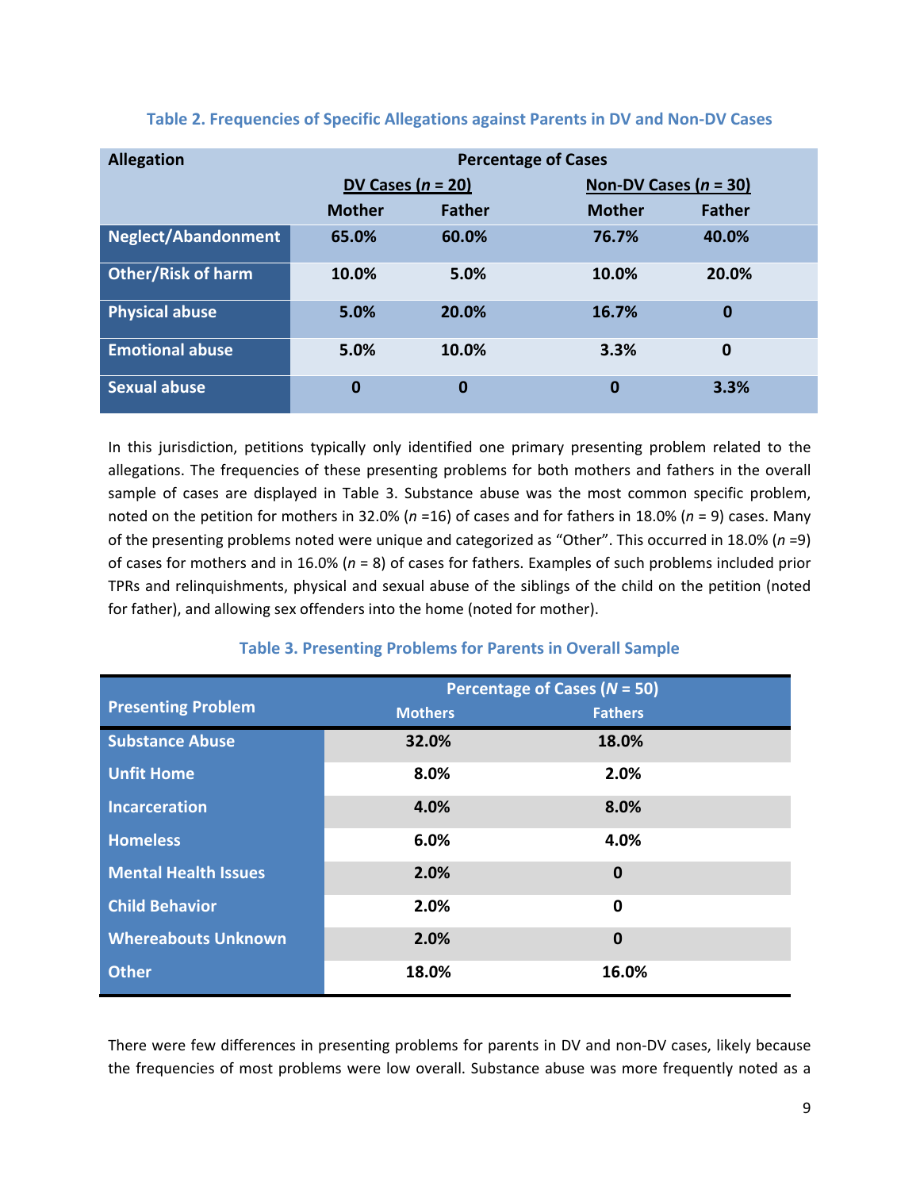**Table 2. Frequencies of Specific Allegations against Parents in DV and Non-DV Cases**

| Allegation | Percentage of Cases | | | |
|---|---|---|---|---|
| | DV Cases (*n* = 20) | | Non-DV Cases (*n* = 30) | |
| | Mother | Father | Mother | Father |
| Neglect/Abandonment | 65.0% | 60.0% | 76.7% | 40.0% |
| Other/Risk of harm | 10.0% | 5.0% | 10.0% | 20.0% |
| Physical abuse | 5.0% | 20.0% | 16.7% | 0 |
| Emotional abuse | 5.0% | 10.0% | 3.3% | 0 |
| Sexual abuse | 0 | 0 | 0 | 3.3% |

In this jurisdiction, petitions typically only identified one primary presenting problem related to the allegations. The frequencies of these presenting problems for both mothers and fathers in the overall sample of cases are displayed in Table 3. Substance abuse was the most common specific problem, noted on the petition for mothers in 32.0% (*n* =16) of cases and for fathers in 18.0% (*n* = 9) cases. Many of the presenting problems noted were unique and categorized as "Other". This occurred in 18.0% (*n* =9) of cases for mothers and in 16.0% (*n* = 8) of cases for fathers. Examples of such problems included prior TPRs and relinquishments, physical and sexual abuse of the siblings of the child on the petition (noted for father), and allowing sex offenders into the home (noted for mother).

**Table 3. Presenting Problems for Parents in Overall Sample**

| Presenting Problem | Percentage of Cases (*N* = 50) | |
|---|---|---|
| | Mothers | Fathers |
| Substance Abuse | 32.0% | 18.0% |
| Unfit Home | 8.0% | 2.0% |
| Incarceration | 4.0% | 8.0% |
| Homeless | 6.0% | 4.0% |
| Mental Health Issues | 2.0% | 0 |
| Child Behavior | 2.0% | 0 |
| Whereabouts Unknown | 2.0% | 0 |
| Other | 18.0% | 16.0% |

There were few differences in presenting problems for parents in DV and non-DV cases, likely because the frequencies of most problems were low overall. Substance abuse was more frequently noted as a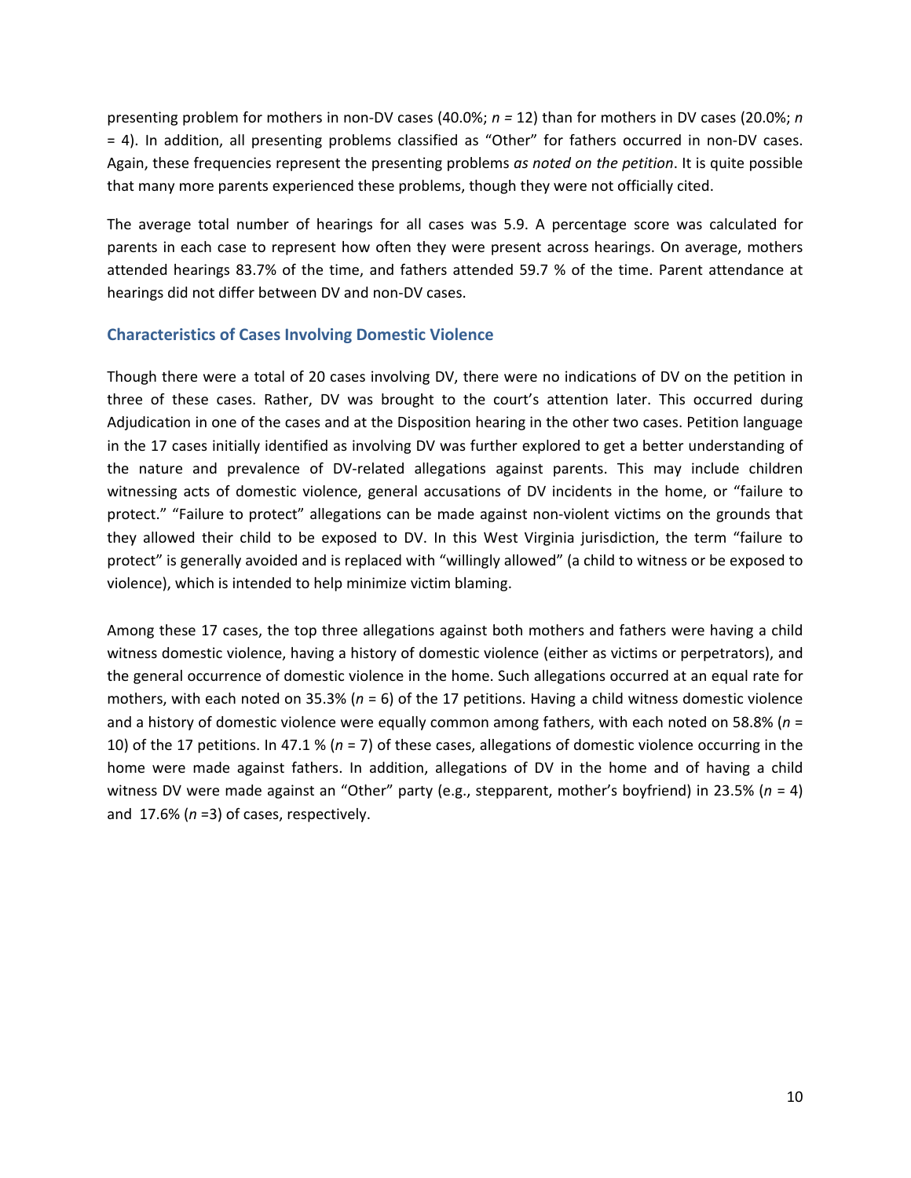presenting problem for mothers in non-DV cases (40.0%; *n* = 12) than for mothers in DV cases (20.0%; *n* = 4). In addition, all presenting problems classified as "Other" for fathers occurred in non-DV cases. Again, these frequencies represent the presenting problems *as noted on the petition*. It is quite possible that many more parents experienced these problems, though they were not officially cited.

The average total number of hearings for all cases was 5.9. A percentage score was calculated for parents in each case to represent how often they were present across hearings. On average, mothers attended hearings 83.7% of the time, and fathers attended 59.7 % of the time. Parent attendance at hearings did not differ between DV and non-DV cases.

## Characteristics of Cases Involving Domestic Violence

Though there were a total of 20 cases involving DV, there were no indications of DV on the petition in three of these cases. Rather, DV was brought to the court's attention later. This occurred during Adjudication in one of the cases and at the Disposition hearing in the other two cases. Petition language in the 17 cases initially identified as involving DV was further explored to get a better understanding of the nature and prevalence of DV-related allegations against parents. This may include children witnessing acts of domestic violence, general accusations of DV incidents in the home, or "failure to protect." "Failure to protect" allegations can be made against non-violent victims on the grounds that they allowed their child to be exposed to DV. In this West Virginia jurisdiction, the term "failure to protect" is generally avoided and is replaced with "willingly allowed" (a child to witness or be exposed to violence), which is intended to help minimize victim blaming.

Among these 17 cases, the top three allegations against both mothers and fathers were having a child witness domestic violence, having a history of domestic violence (either as victims or perpetrators), and the general occurrence of domestic violence in the home. Such allegations occurred at an equal rate for mothers, with each noted on 35.3% (*n* = 6) of the 17 petitions. Having a child witness domestic violence and a history of domestic violence were equally common among fathers, with each noted on 58.8% (*n* = 10) of the 17 petitions. In 47.1 % (*n* = 7) of these cases, allegations of domestic violence occurring in the home were made against fathers. In addition, allegations of DV in the home and of having a child witness DV were made against an "Other" party (e.g., stepparent, mother's boyfriend) in 23.5% (*n* = 4) and 17.6% (*n* =3) of cases, respectively.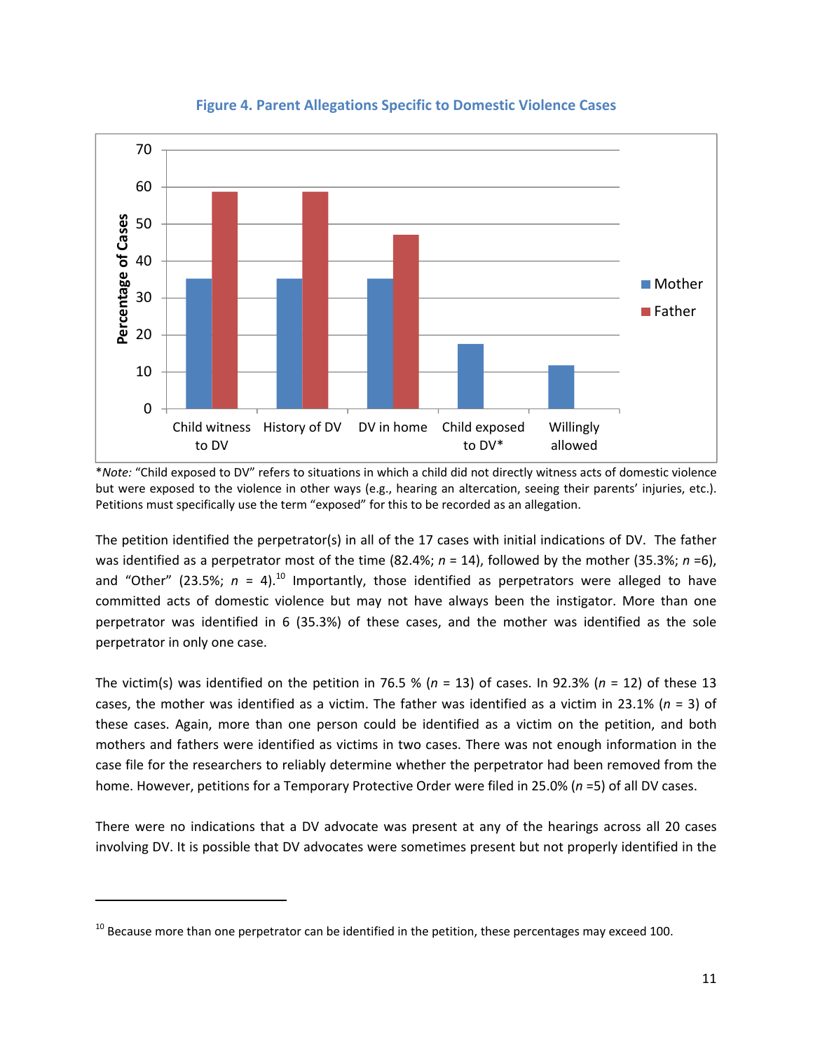**Figure 4. Parent Allegations Specific to Domestic Violence Cases**

*Note: "Child exposed to DV" refers to situations in which a child did not directly witness acts of domestic violence but were exposed to the violence in other ways (e.g., hearing an altercation, seeing their parents' injuries, etc.). Petitions must specifically use the term "exposed" for this to be recorded as an allegation.

The petition identified the perpetrator(s) in all of the 17 cases with initial indications of DV. The father was identified as a perpetrator most of the time (82.4%; *n* = 14), followed by the mother (35.3%; *n* =6), and "Other" (23.5%; *n* = 4).[10] Importantly, those identified as perpetrators were alleged to have committed acts of domestic violence but may not have always been the instigator. More than one perpetrator was identified in 6 (35.3%) of these cases, and the mother was identified as the sole perpetrator in only one case.

The victim(s) was identified on the petition in 76.5 % (*n* = 13) of cases. In 92.3% (*n* = 12) of these 13 cases, the mother was identified as a victim. The father was identified as a victim in 23.1% (*n* = 3) of these cases. Again, more than one person could be identified as a victim on the petition, and both mothers and fathers were identified as victims in two cases. There was not enough information in the case file for the researchers to reliably determine whether the perpetrator had been removed from the home. However, petitions for a Temporary Protective Order were filed in 25.0% (*n* =5) of all DV cases.

There were no indications that a DV advocate was present at any of the hearings across all 20 cases involving DV. It is possible that DV advocates were sometimes present but not properly identified in the

[10] Because more than one perpetrator can be identified in the petition, these percentages may exceed 100.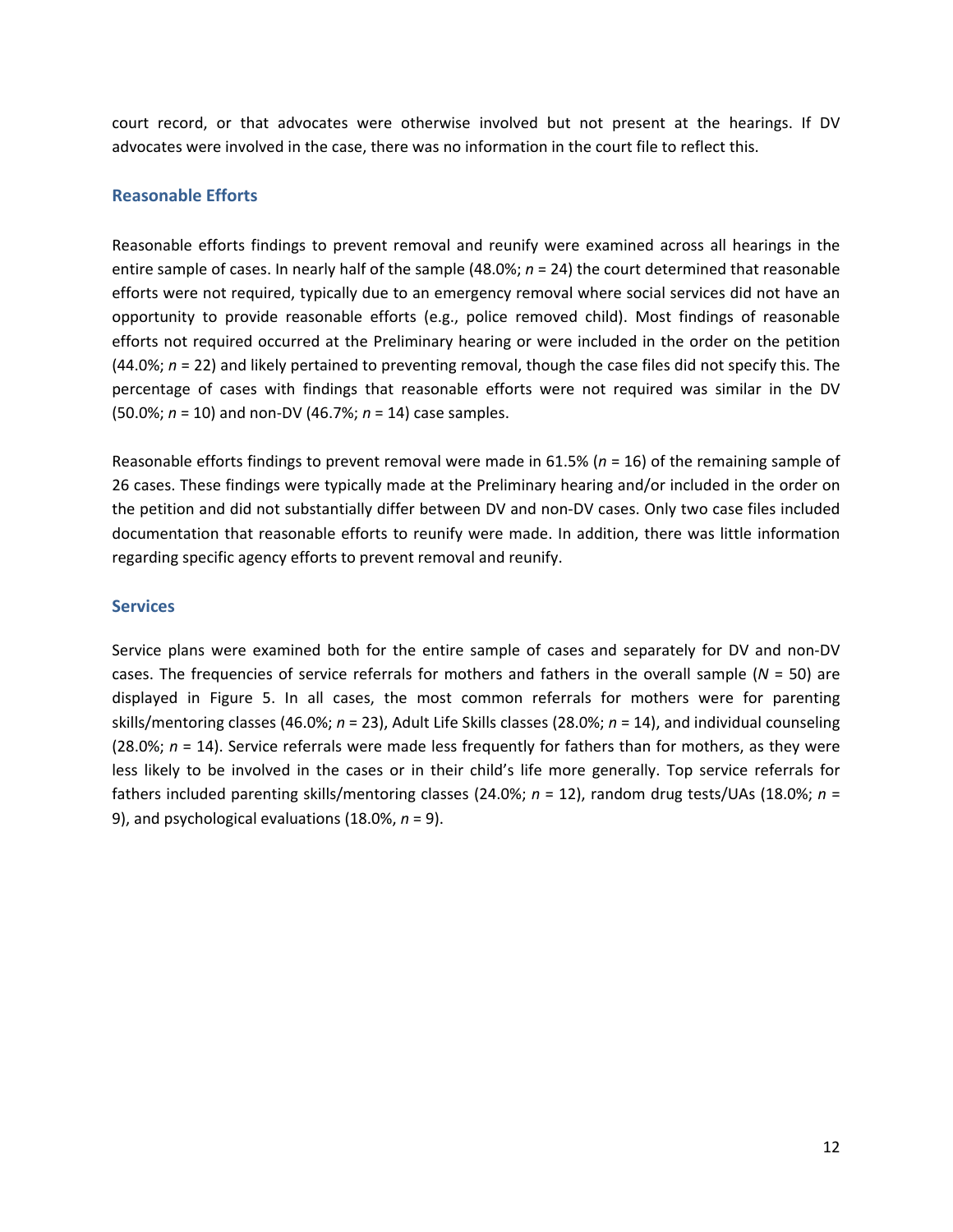court record, or that advocates were otherwise involved but not present at the hearings. If DV advocates were involved in the case, there was no information in the court file to reflect this.

### Reasonable Efforts

Reasonable efforts findings to prevent removal and reunify were examined across all hearings in the entire sample of cases. In nearly half of the sample (48.0%; *n* = 24) the court determined that reasonable efforts were not required, typically due to an emergency removal where social services did not have an opportunity to provide reasonable efforts (e.g., police removed child). Most findings of reasonable efforts not required occurred at the Preliminary hearing or were included in the order on the petition (44.0%; *n* = 22) and likely pertained to preventing removal, though the case files did not specify this. The percentage of cases with findings that reasonable efforts were not required was similar in the DV (50.0%; *n* = 10) and non-DV (46.7%; *n* = 14) case samples.

Reasonable efforts findings to prevent removal were made in 61.5% (*n* = 16) of the remaining sample of 26 cases. These findings were typically made at the Preliminary hearing and/or included in the order on the petition and did not substantially differ between DV and non-DV cases. Only two case files included documentation that reasonable efforts to reunify were made. In addition, there was little information regarding specific agency efforts to prevent removal and reunify.

### Services

Service plans were examined both for the entire sample of cases and separately for DV and non-DV cases. The frequencies of service referrals for mothers and fathers in the overall sample (*N* = 50) are displayed in Figure 5. In all cases, the most common referrals for mothers were for parenting skills/mentoring classes (46.0%; *n* = 23), Adult Life Skills classes (28.0%; *n* = 14), and individual counseling (28.0%; *n* = 14). Service referrals were made less frequently for fathers than for mothers, as they were less likely to be involved in the cases or in their child's life more generally. Top service referrals for fathers included parenting skills/mentoring classes (24.0%; *n* = 12), random drug tests/UAs (18.0%; *n* = 9), and psychological evaluations (18.0%, *n* = 9).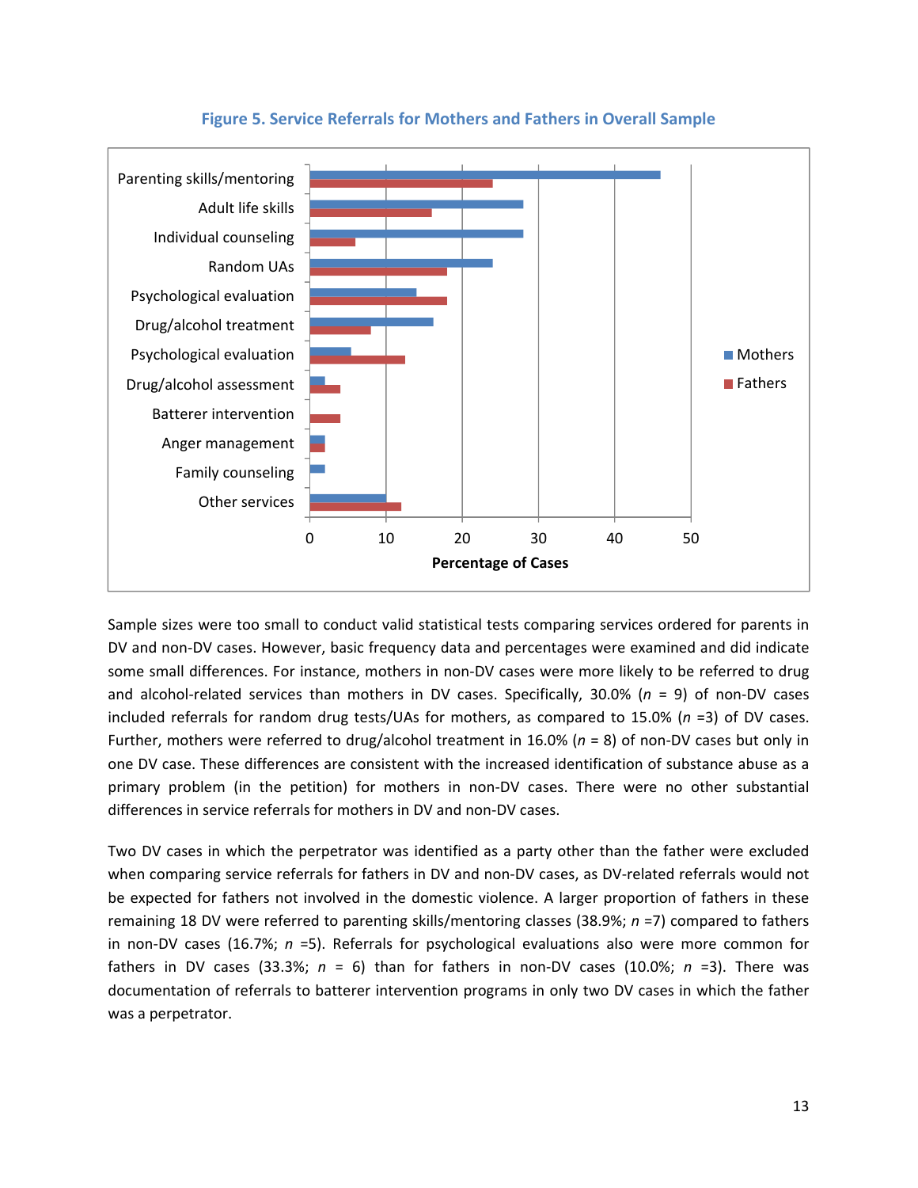**Figure 5. Service Referrals for Mothers and Fathers in Overall Sample**

Sample sizes were too small to conduct valid statistical tests comparing services ordered for parents in DV and non-DV cases. However, basic frequency data and percentages were examined and did indicate some small differences. For instance, mothers in non-DV cases were more likely to be referred to drug and alcohol-related services than mothers in DV cases. Specifically, 30.0% (*n* = 9) of non-DV cases included referrals for random drug tests/UAs for mothers, as compared to 15.0% (*n* =3) of DV cases. Further, mothers were referred to drug/alcohol treatment in 16.0% (*n* = 8) of non-DV cases but only in one DV case. These differences are consistent with the increased identification of substance abuse as a primary problem (in the petition) for mothers in non-DV cases. There were no other substantial differences in service referrals for mothers in DV and non-DV cases.

Two DV cases in which the perpetrator was identified as a party other than the father were excluded when comparing service referrals for fathers in DV and non-DV cases, as DV-related referrals would not be expected for fathers not involved in the domestic violence. A larger proportion of fathers in these remaining 18 DV were referred to parenting skills/mentoring classes (38.9%; *n* =7) compared to fathers in non-DV cases (16.7%; *n* =5). Referrals for psychological evaluations also were more common for fathers in DV cases (33.3%; *n* = 6) than for fathers in non-DV cases (10.0%; *n* =3). There was documentation of referrals to batterer intervention programs in only two DV cases in which the father was a perpetrator.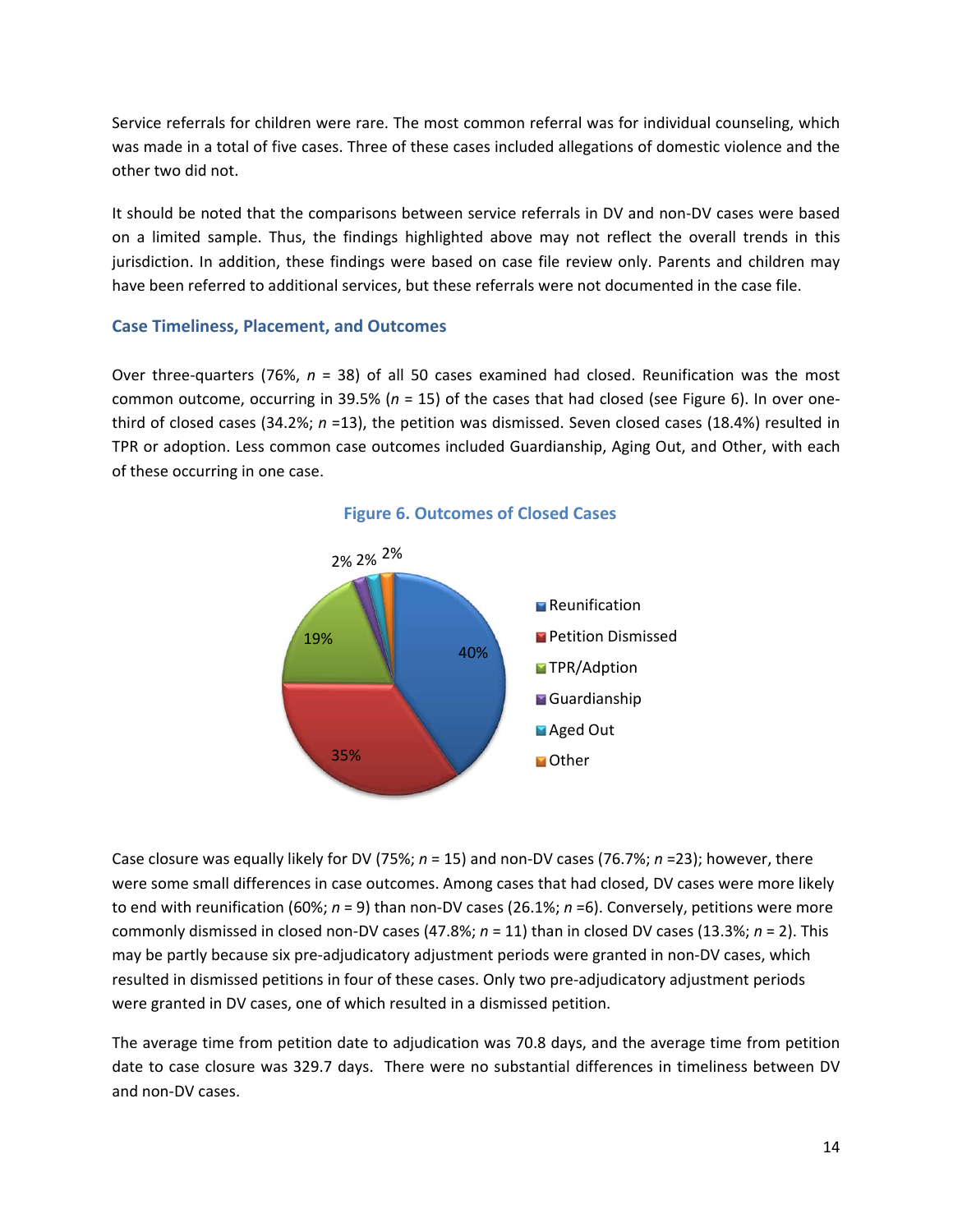Service referrals for children were rare. The most common referral was for individual counseling, which was made in a total of five cases. Three of these cases included allegations of domestic violence and the other two did not.

It should be noted that the comparisons between service referrals in DV and non-DV cases were based on a limited sample. Thus, the findings highlighted above may not reflect the overall trends in this jurisdiction. In addition, these findings were based on case file review only. Parents and children may have been referred to additional services, but these referrals were not documented in the case file.

### Case Timeliness, Placement, and Outcomes

Over three-quarters (76%, *n* = 38) of all 50 cases examined had closed. Reunification was the most common outcome, occurring in 39.5% (*n* = 15) of the cases that had closed (see Figure 6). In over one-third of closed cases (34.2%; *n* =13), the petition was dismissed. Seven closed cases (18.4%) resulted in TPR or adoption. Less common case outcomes included Guardianship, Aging Out, and Other, with each of these occurring in one case.

**Figure 6. Outcomes of Closed Cases**

| Outcome | Percent |
| --- | --- |
| Reunification | 40% |
| Petition Dismissed | 35% |
| TPR/Adption | 19% |
| Guardianship | 2% |
| Aged Out | 2% |
| Other | 2% |

Case closure was equally likely for DV (75%; *n* = 15) and non-DV cases (76.7%; *n* =23); however, there were some small differences in case outcomes. Among cases that had closed, DV cases were more likely to end with reunification (60%; *n* = 9) than non-DV cases (26.1%; *n* =6). Conversely, petitions were more commonly dismissed in closed non-DV cases (47.8%; *n* = 11) than in closed DV cases (13.3%; *n* = 2). This may be partly because six pre-adjudicatory adjustment periods were granted in non-DV cases, which resulted in dismissed petitions in four of these cases. Only two pre-adjudicatory adjustment periods were granted in DV cases, one of which resulted in a dismissed petition.

The average time from petition date to adjudication was 70.8 days, and the average time from petition date to case closure was 329.7 days. There were no substantial differences in timeliness between DV and non-DV cases.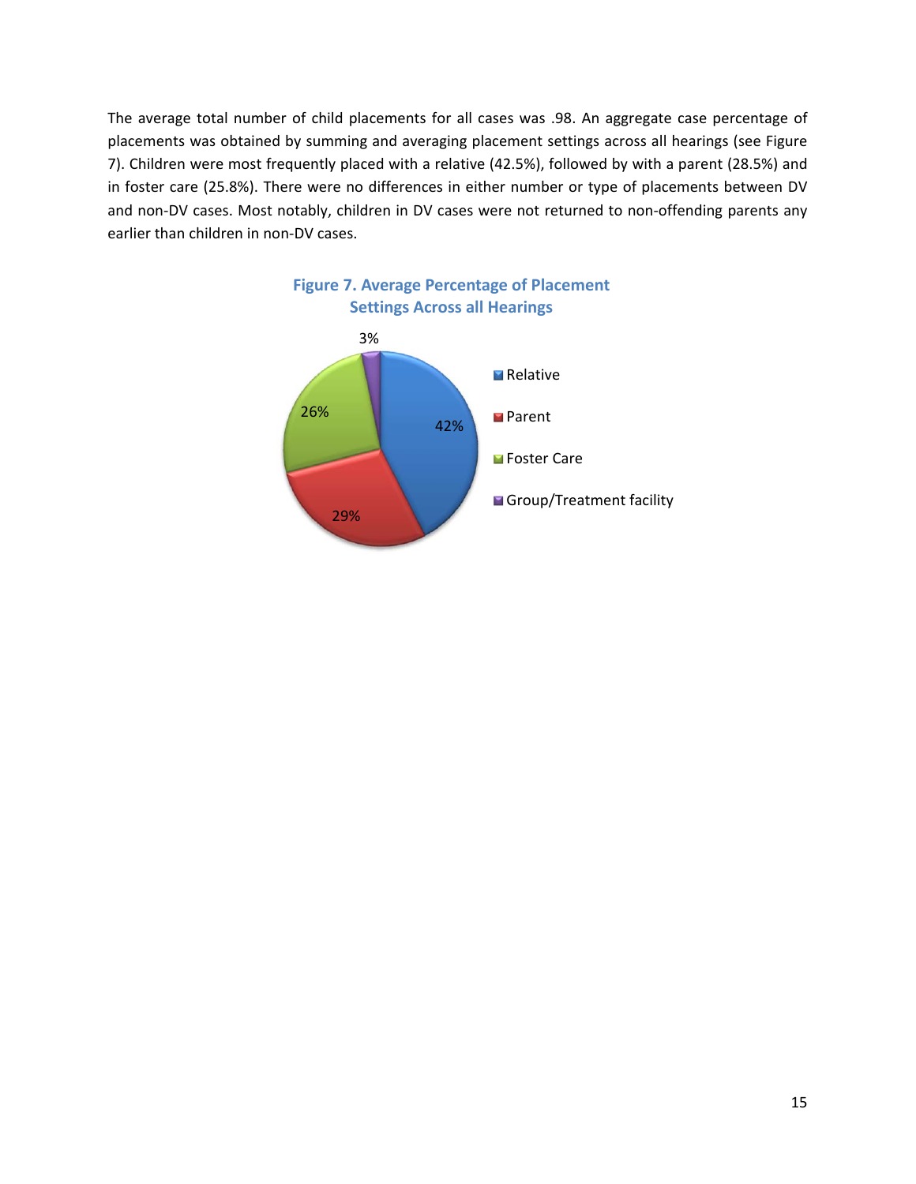The average total number of child placements for all cases was .98. An aggregate case percentage of placements was obtained by summing and averaging placement settings across all hearings (see Figure 7). Children were most frequently placed with a relative (42.5%), followed by with a parent (28.5%) and in foster care (25.8%). There were no differences in either number or type of placements between DV and non-DV cases. Most notably, children in DV cases were not returned to non-offending parents any earlier than children in non-DV cases.

**Figure 7. Average Percentage of Placement Settings Across all Hearings**

| Placement Setting | Percentage |
| --- | --- |
| Relative | 42% |
| Parent | 29% |
| Foster Care | 26% |
| Group/Treatment facility | 3% |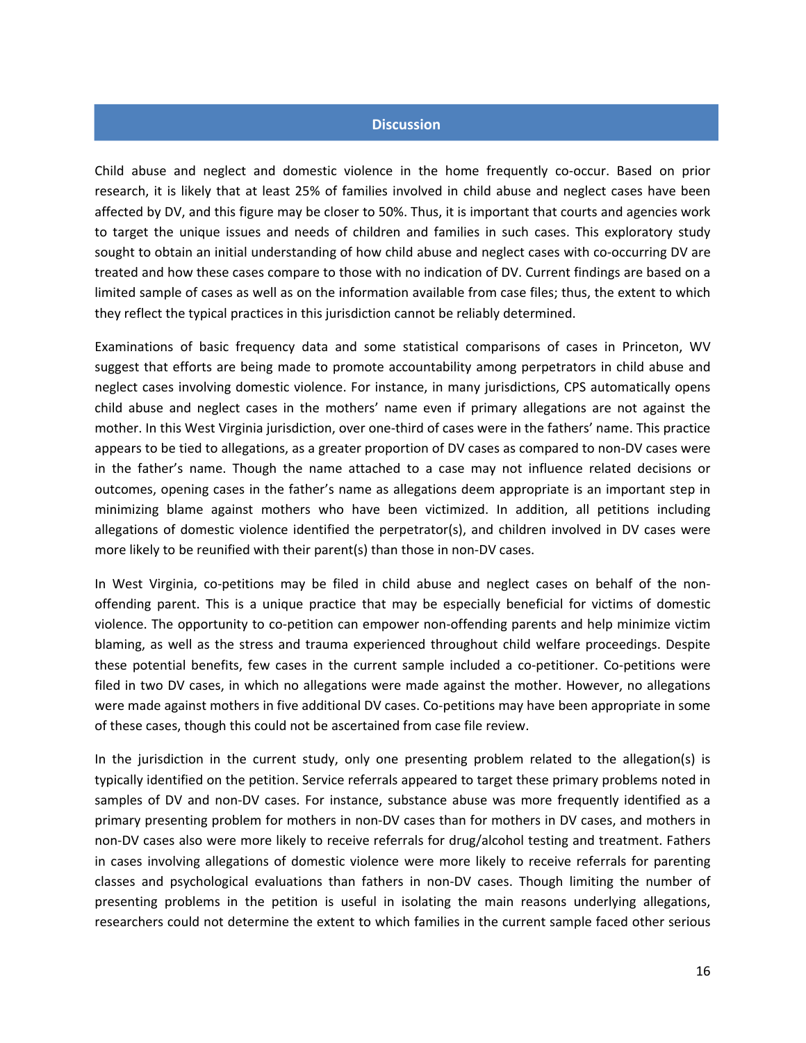## Discussion

Child abuse and neglect and domestic violence in the home frequently co-occur. Based on prior research, it is likely that at least 25% of families involved in child abuse and neglect cases have been affected by DV, and this figure may be closer to 50%. Thus, it is important that courts and agencies work to target the unique issues and needs of children and families in such cases. This exploratory study sought to obtain an initial understanding of how child abuse and neglect cases with co-occurring DV are treated and how these cases compare to those with no indication of DV. Current findings are based on a limited sample of cases as well as on the information available from case files; thus, the extent to which they reflect the typical practices in this jurisdiction cannot be reliably determined.

Examinations of basic frequency data and some statistical comparisons of cases in Princeton, WV suggest that efforts are being made to promote accountability among perpetrators in child abuse and neglect cases involving domestic violence. For instance, in many jurisdictions, CPS automatically opens child abuse and neglect cases in the mothers' name even if primary allegations are not against the mother. In this West Virginia jurisdiction, over one-third of cases were in the fathers' name. This practice appears to be tied to allegations, as a greater proportion of DV cases as compared to non-DV cases were in the father's name. Though the name attached to a case may not influence related decisions or outcomes, opening cases in the father's name as allegations deem appropriate is an important step in minimizing blame against mothers who have been victimized. In addition, all petitions including allegations of domestic violence identified the perpetrator(s), and children involved in DV cases were more likely to be reunified with their parent(s) than those in non-DV cases.

In West Virginia, co-petitions may be filed in child abuse and neglect cases on behalf of the non-offending parent. This is a unique practice that may be especially beneficial for victims of domestic violence. The opportunity to co-petition can empower non-offending parents and help minimize victim blaming, as well as the stress and trauma experienced throughout child welfare proceedings. Despite these potential benefits, few cases in the current sample included a co-petitioner. Co-petitions were filed in two DV cases, in which no allegations were made against the mother. However, no allegations were made against mothers in five additional DV cases. Co-petitions may have been appropriate in some of these cases, though this could not be ascertained from case file review.

In the jurisdiction in the current study, only one presenting problem related to the allegation(s) is typically identified on the petition. Service referrals appeared to target these primary problems noted in samples of DV and non-DV cases. For instance, substance abuse was more frequently identified as a primary presenting problem for mothers in non-DV cases than for mothers in DV cases, and mothers in non-DV cases also were more likely to receive referrals for drug/alcohol testing and treatment. Fathers in cases involving allegations of domestic violence were more likely to receive referrals for parenting classes and psychological evaluations than fathers in non-DV cases. Though limiting the number of presenting problems in the petition is useful in isolating the main reasons underlying allegations, researchers could not determine the extent to which families in the current sample faced other serious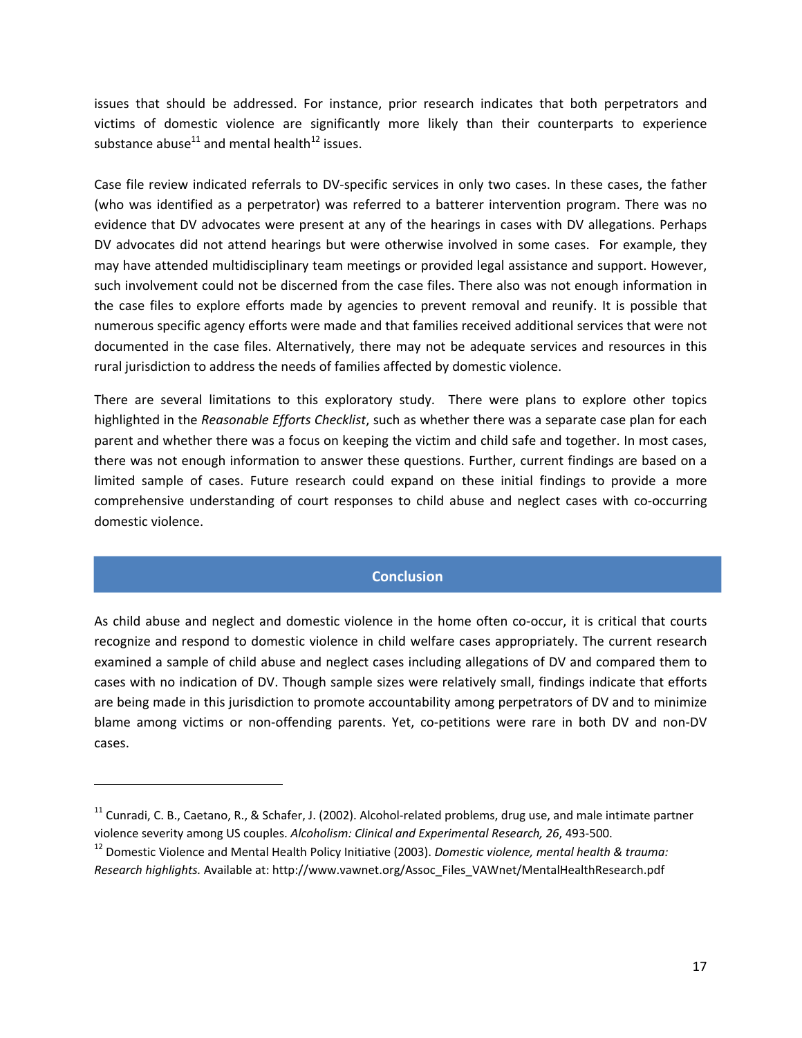issues that should be addressed. For instance, prior research indicates that both perpetrators and victims of domestic violence are significantly more likely than their counterparts to experience substance abuse[11] and mental health[12] issues.

Case file review indicated referrals to DV-specific services in only two cases. In these cases, the father (who was identified as a perpetrator) was referred to a batterer intervention program. There was no evidence that DV advocates were present at any of the hearings in cases with DV allegations. Perhaps DV advocates did not attend hearings but were otherwise involved in some cases. For example, they may have attended multidisciplinary team meetings or provided legal assistance and support. However, such involvement could not be discerned from the case files. There also was not enough information in the case files to explore efforts made by agencies to prevent removal and reunify. It is possible that numerous specific agency efforts were made and that families received additional services that were not documented in the case files. Alternatively, there may not be adequate services and resources in this rural jurisdiction to address the needs of families affected by domestic violence.

There are several limitations to this exploratory study. There were plans to explore other topics highlighted in the *Reasonable Efforts Checklist*, such as whether there was a separate case plan for each parent and whether there was a focus on keeping the victim and child safe and together. In most cases, there was not enough information to answer these questions. Further, current findings are based on a limited sample of cases. Future research could expand on these initial findings to provide a more comprehensive understanding of court responses to child abuse and neglect cases with co-occurring domestic violence.

## Conclusion

As child abuse and neglect and domestic violence in the home often co-occur, it is critical that courts recognize and respond to domestic violence in child welfare cases appropriately. The current research examined a sample of child abuse and neglect cases including allegations of DV and compared them to cases with no indication of DV. Though sample sizes were relatively small, findings indicate that efforts are being made in this jurisdiction to promote accountability among perpetrators of DV and to minimize blame among victims or non-offending parents. Yet, co-petitions were rare in both DV and non-DV cases.

---

[11] Cunradi, C. B., Caetano, R., & Schafer, J. (2002). Alcohol-related problems, drug use, and male intimate partner violence severity among US couples. *Alcoholism: Clinical and Experimental Research, 26*, 493-500.

[12] Domestic Violence and Mental Health Policy Initiative (2003). *Domestic violence, mental health & trauma: Research highlights.* Available at: http://www.vawnet.org/Assoc_Files_VAWnet/MentalHealthResearch.pdf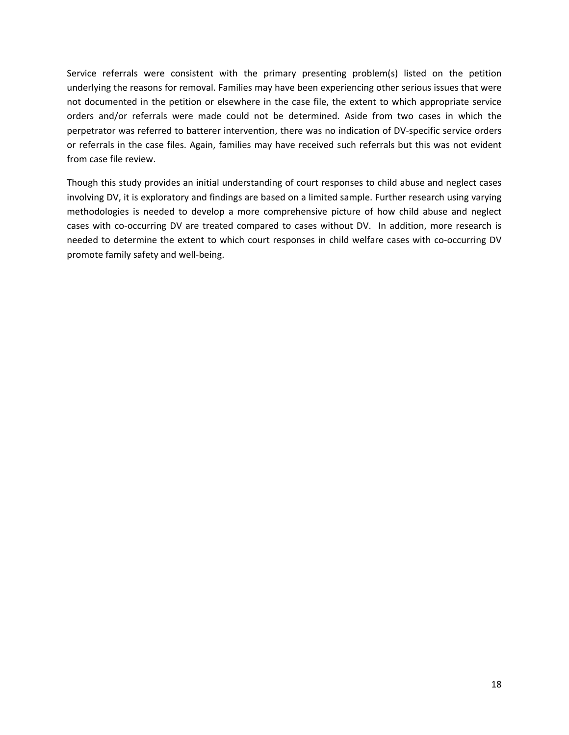Service referrals were consistent with the primary presenting problem(s) listed on the petition underlying the reasons for removal. Families may have been experiencing other serious issues that were not documented in the petition or elsewhere in the case file, the extent to which appropriate service orders and/or referrals were made could not be determined. Aside from two cases in which the perpetrator was referred to batterer intervention, there was no indication of DV-specific service orders or referrals in the case files. Again, families may have received such referrals but this was not evident from case file review.

Though this study provides an initial understanding of court responses to child abuse and neglect cases involving DV, it is exploratory and findings are based on a limited sample. Further research using varying methodologies is needed to develop a more comprehensive picture of how child abuse and neglect cases with co-occurring DV are treated compared to cases without DV. In addition, more research is needed to determine the extent to which court responses in child welfare cases with co-occurring DV promote family safety and well-being.